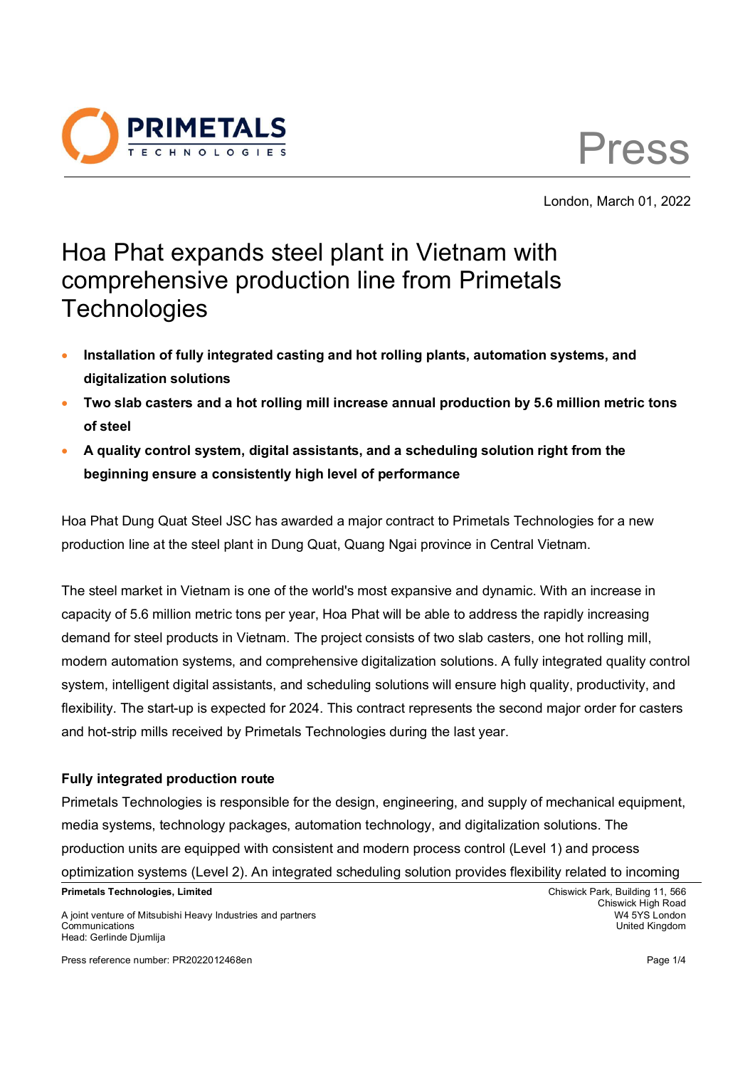London, March 01, 2022

# Hoa Phat expands steel plant in Vietnam with comprehensive production line from Primetals Technologies

- **Installation of fully integrated casting and hot rolling plants, automation systems, and digitalization solutions**
- **Two slab casters and a hot rolling mill increase annual production by 5.6 million metric tons of steel**
- **A quality control system, digital assistants, and a scheduling solution right from the beginning ensure a consistently high level of performance**

Hoa Phat Dung Quat Steel JSC has awarded a major contract to Primetals Technologies for a new production line at the steel plant in Dung Quat, Quang Ngai province in Central Vietnam.

The steel market in Vietnam is one of the world's most expansive and dynamic. With an increase in capacity of 5.6 million metric tons per year, Hoa Phat will be able to address the rapidly increasing demand for steel products in Vietnam. The project consists of two slab casters, one hot rolling mill, modern automation systems, and comprehensive digitalization solutions. A fully integrated quality control system, intelligent digital assistants, and scheduling solutions will ensure high quality, productivity, and flexibility. The start-up is expected for 2024. This contract represents the second major order for casters and hot-strip mills received by Primetals Technologies during the last year.

### Fully integrated production route

Primetals Technologies is responsible for the design, engineering, and supply of mechanical equipment, media systems, technology packages, automation technology, and digitalization solutions. The production units are equipped with consistent and modern process control (Level 1) and process optimization systems (Level 2). An integrated scheduling solution provides flexibility related to incoming

**Primetals Technologies, Limited**

A joint venture of Mitsubishi Heavy Industries and partners
Communications
Head: Gerlinde Djumlija

Chiswick Park, Building 11, 566
Chiswick High Road
W4 5YS London
United Kingdom

Press reference number: PR2022012468en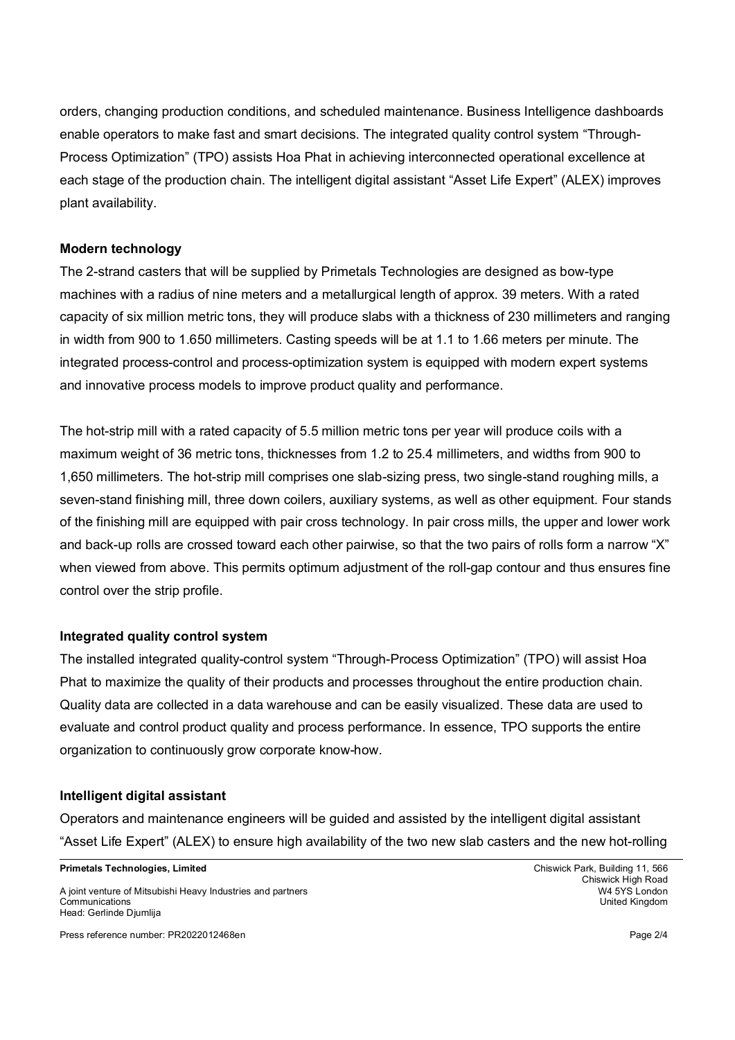orders, changing production conditions, and scheduled maintenance. Business Intelligence dashboards enable operators to make fast and smart decisions. The integrated quality control system "Through-Process Optimization" (TPO) assists Hoa Phat in achieving interconnected operational excellence at each stage of the production chain. The intelligent digital assistant "Asset Life Expert" (ALEX) improves plant availability.

**Modern technology**

The 2-strand casters that will be supplied by Primetals Technologies are designed as bow-type machines with a radius of nine meters and a metallurgical length of approx. 39 meters. With a rated capacity of six million metric tons, they will produce slabs with a thickness of 230 millimeters and ranging in width from 900 to 1.650 millimeters. Casting speeds will be at 1.1 to 1.66 meters per minute. The integrated process-control and process-optimization system is equipped with modern expert systems and innovative process models to improve product quality and performance.

The hot-strip mill with a rated capacity of 5.5 million metric tons per year will produce coils with a maximum weight of 36 metric tons, thicknesses from 1.2 to 25.4 millimeters, and widths from 900 to 1,650 millimeters. The hot-strip mill comprises one slab-sizing press, two single-stand roughing mills, a seven-stand finishing mill, three down coilers, auxiliary systems, as well as other equipment. Four stands of the finishing mill are equipped with pair cross technology. In pair cross mills, the upper and lower work and back-up rolls are crossed toward each other pairwise, so that the two pairs of rolls form a narrow "X" when viewed from above. This permits optimum adjustment of the roll-gap contour and thus ensures fine control over the strip profile.

**Integrated quality control system**

The installed integrated quality-control system "Through-Process Optimization" (TPO) will assist Hoa Phat to maximize the quality of their products and processes throughout the entire production chain. Quality data are collected in a data warehouse and can be easily visualized. These data are used to evaluate and control product quality and process performance. In essence, TPO supports the entire organization to continuously grow corporate know-how.

**Intelligent digital assistant**

Operators and maintenance engineers will be guided and assisted by the intelligent digital assistant "Asset Life Expert" (ALEX) to ensure high availability of the two new slab casters and the new hot-rolling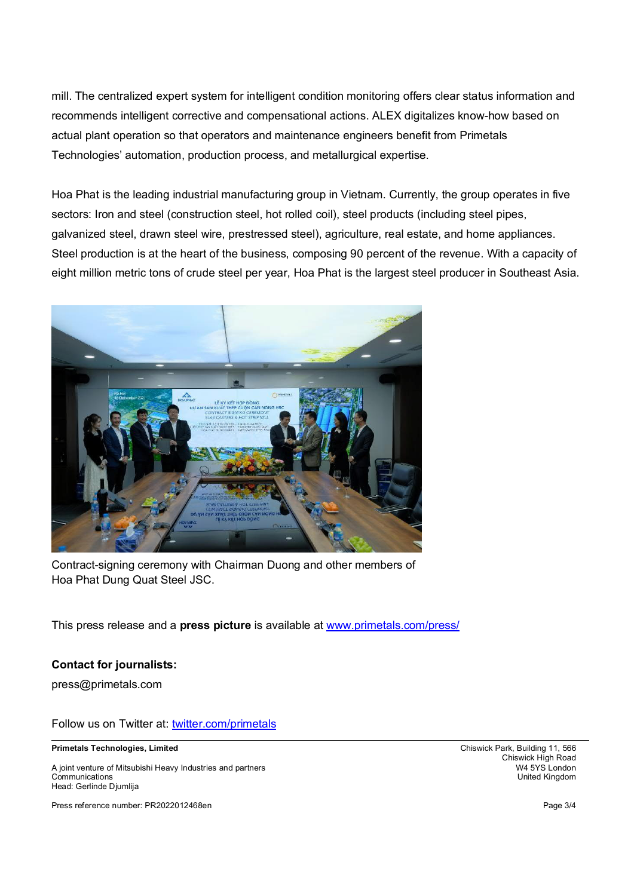mill. The centralized expert system for intelligent condition monitoring offers clear status information and recommends intelligent corrective and compensational actions. ALEX digitalizes know-how based on actual plant operation so that operators and maintenance engineers benefit from Primetals Technologies' automation, production process, and metallurgical expertise.

Hoa Phat is the leading industrial manufacturing group in Vietnam. Currently, the group operates in five sectors: Iron and steel (construction steel, hot rolled coil), steel products (including steel pipes, galvanized steel, drawn steel wire, prestressed steel), agriculture, real estate, and home appliances. Steel production is at the heart of the business, composing 90 percent of the revenue. With a capacity of eight million metric tons of crude steel per year, Hoa Phat is the largest steel producer in Southeast Asia.

Contract-signing ceremony with Chairman Duong and other members of Hoa Phat Dung Quat Steel JSC.

This press release and a **press picture** is available at [www.primetals.com/press/](www.primetals.com/press/)

**Contact for journalists:**

press@primetals.com

Follow us on Twitter at: [twitter.com/primetals](twitter.com/primetals)

**Primetals Technologies, Limited**

A joint venture of Mitsubishi Heavy Industries and partners
Communications
Head: Gerlinde Djumlija

Chiswick Park, Building 11, 566
Chiswick High Road
W4 5YS London
United Kingdom

Press reference number: PR2022012468en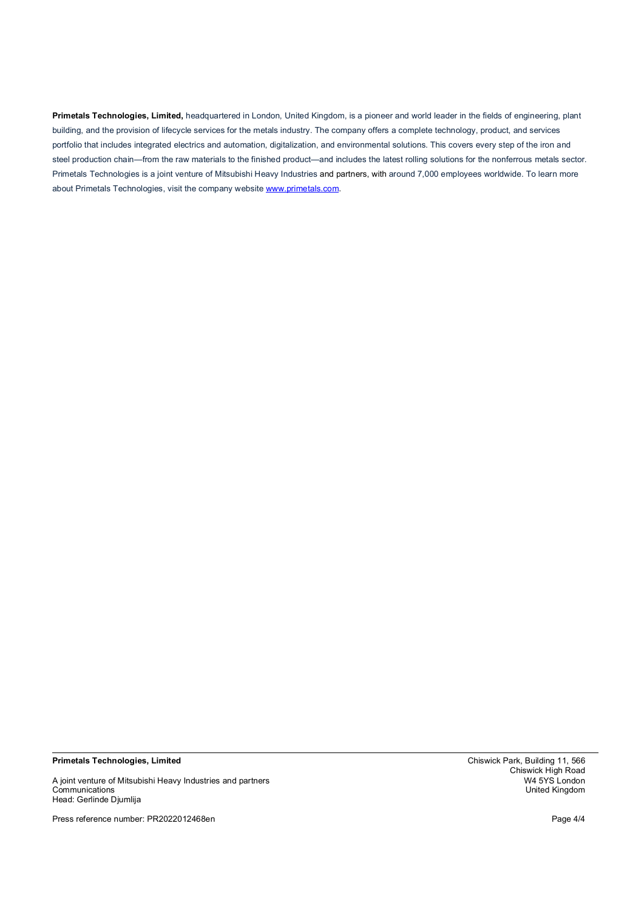**Primetals Technologies, Limited,** headquartered in London, United Kingdom, is a pioneer and world leader in the fields of engineering, plant building, and the provision of lifecycle services for the metals industry. The company offers a complete technology, product, and services portfolio that includes integrated electrics and automation, digitalization, and environmental solutions. This covers every step of the iron and steel production chain—from the raw materials to the finished product—and includes the latest rolling solutions for the nonferrous metals sector. Primetals Technologies is a joint venture of Mitsubishi Heavy Industries and partners, with around 7,000 employees worldwide. To learn more about Primetals Technologies, visit the company website [www.primetals.com](http://www.primetals.com).

**Primetals Technologies, Limited**

A joint venture of Mitsubishi Heavy Industries and partners
Communications
Head: Gerlinde Djumlija

Chiswick Park, Building 11, 566
Chiswick High Road
W4 5YS London
United Kingdom

Press reference number: PR2022012468en